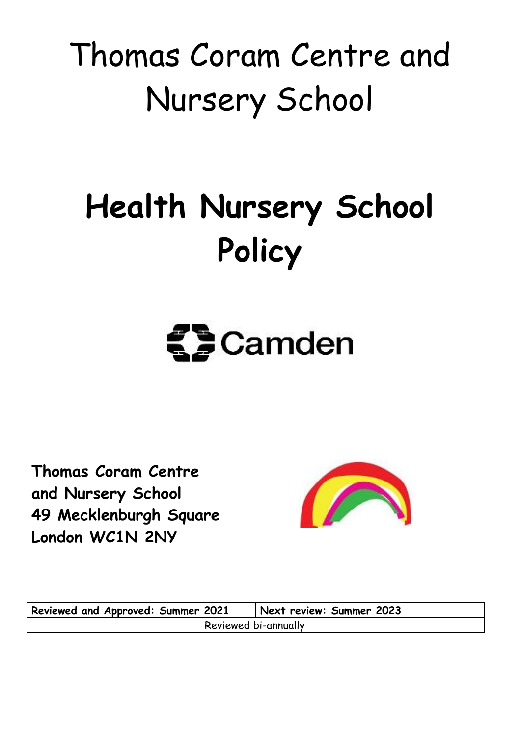# Thomas Coram Centre and Nursery School

# Health Nursery School Policy

Camden

**Thomas Coram Centre and Nursery School**
**49 Mecklenburgh Square**
**London WC1N 2NY**

| **Reviewed and Approved: Summer 2021** | **Next review: Summer 2023** |
|---|---|
| Reviewed bi-annually | |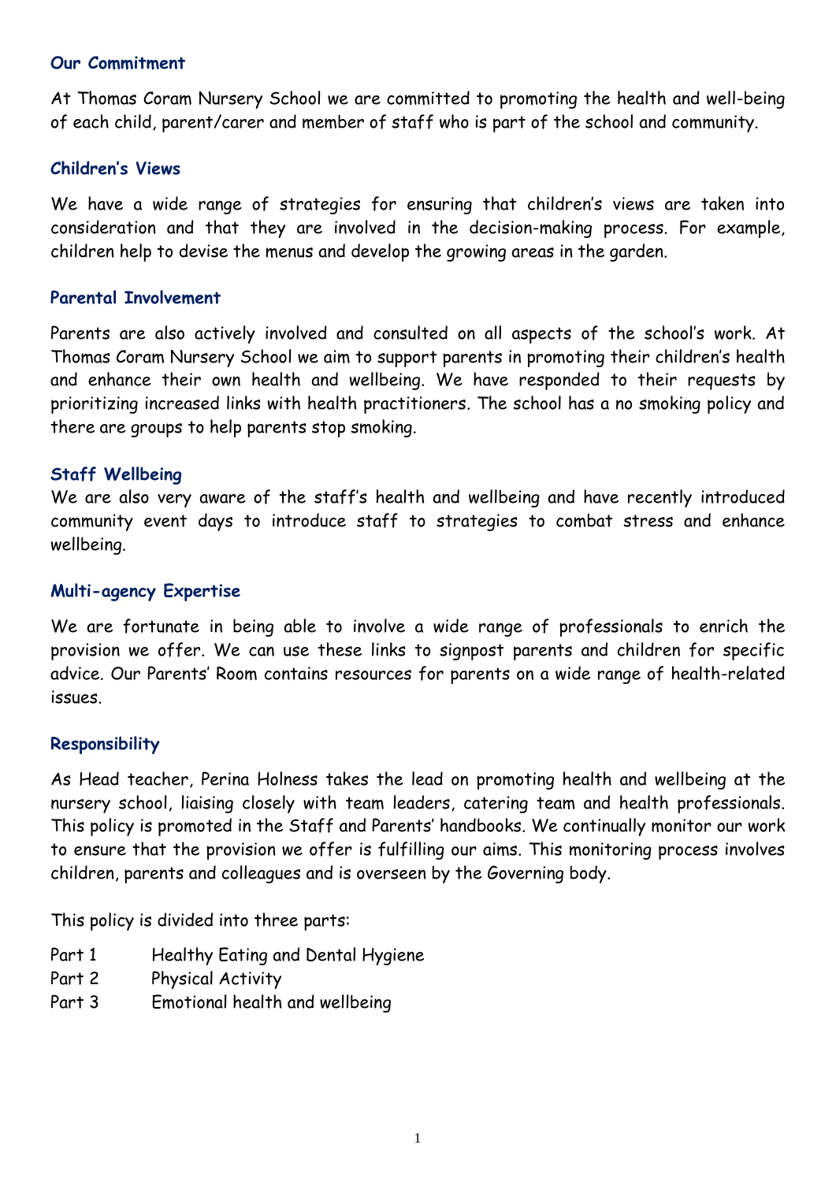### Our Commitment

At Thomas Coram Nursery School we are committed to promoting the health and well-being of each child, parent/carer and member of staff who is part of the school and community.

### Children's Views

We have a wide range of strategies for ensuring that children's views are taken into consideration and that they are involved in the decision-making process. For example, children help to devise the menus and develop the growing areas in the garden.

### Parental Involvement

Parents are also actively involved and consulted on all aspects of the school's work. At Thomas Coram Nursery School we aim to support parents in promoting their children's health and enhance their own health and wellbeing. We have responded to their requests by prioritizing increased links with health practitioners. The school has a no smoking policy and there are groups to help parents stop smoking.

### Staff Wellbeing

We are also very aware of the staff's health and wellbeing and have recently introduced community event days to introduce staff to strategies to combat stress and enhance wellbeing.

### Multi-agency Expertise

We are fortunate in being able to involve a wide range of professionals to enrich the provision we offer. We can use these links to signpost parents and children for specific advice. Our Parents' Room contains resources for parents on a wide range of health-related issues.

### Responsibility

As Head teacher, Perina Holness takes the lead on promoting health and wellbeing at the nursery school, liaising closely with team leaders, catering team and health professionals. This policy is promoted in the Staff and Parents' handbooks. We continually monitor our work to ensure that the provision we offer is fulfilling our aims. This monitoring process involves children, parents and colleagues and is overseen by the Governing body.

This policy is divided into three parts:

- Part 1 Healthy Eating and Dental Hygiene
- Part 2 Physical Activity
- Part 3 Emotional health and wellbeing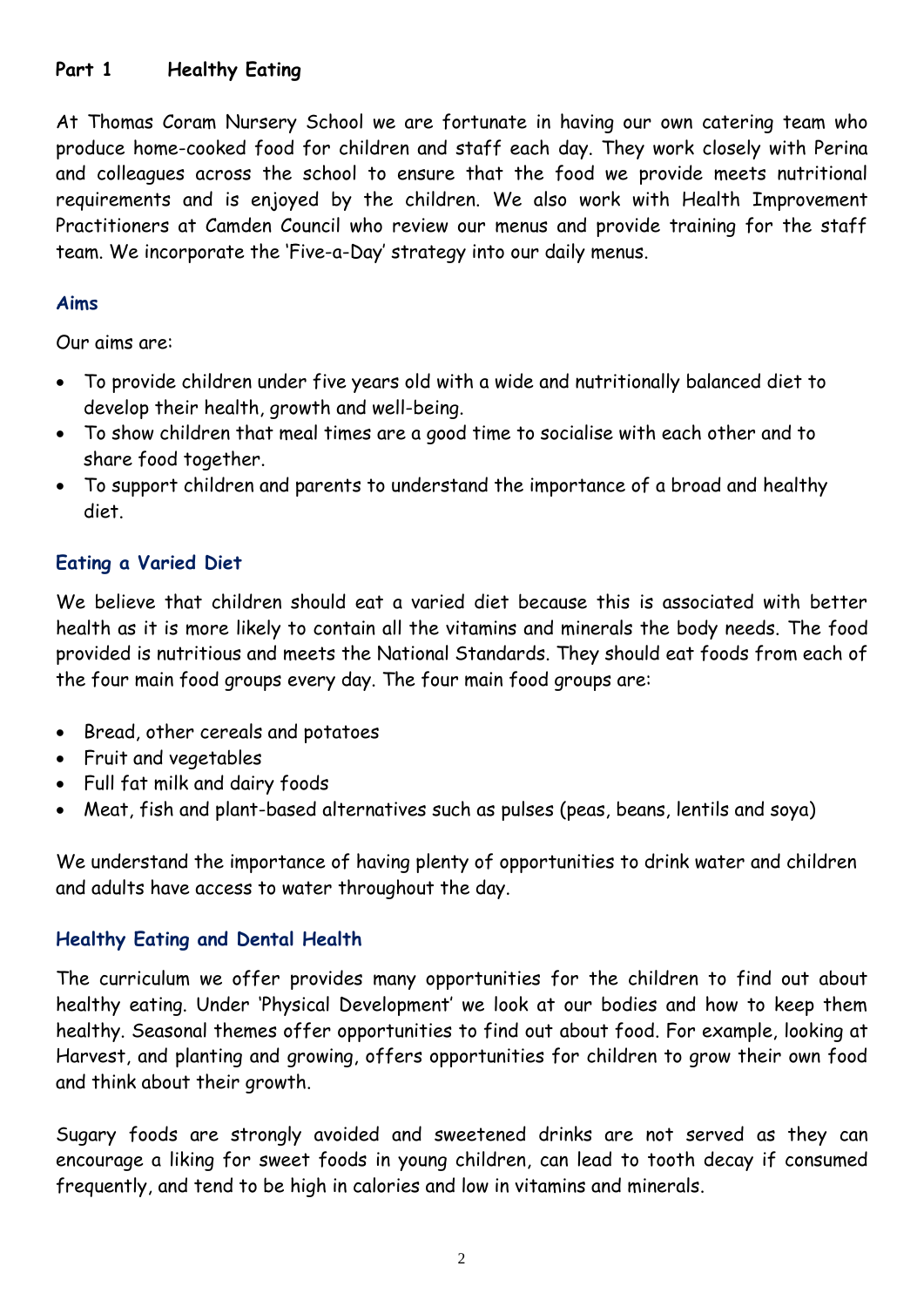## Part 1 Healthy Eating

At Thomas Coram Nursery School we are fortunate in having our own catering team who produce home-cooked food for children and staff each day. They work closely with Perina and colleagues across the school to ensure that the food we provide meets nutritional requirements and is enjoyed by the children. We also work with Health Improvement Practitioners at Camden Council who review our menus and provide training for the staff team. We incorporate the 'Five-a-Day' strategy into our daily menus.

### Aims

Our aims are:

- To provide children under five years old with a wide and nutritionally balanced diet to develop their health, growth and well-being.
- To show children that meal times are a good time to socialise with each other and to share food together.
- To support children and parents to understand the importance of a broad and healthy diet.

### Eating a Varied Diet

We believe that children should eat a varied diet because this is associated with better health as it is more likely to contain all the vitamins and minerals the body needs. The food provided is nutritious and meets the National Standards. They should eat foods from each of the four main food groups every day. The four main food groups are:

- Bread, other cereals and potatoes
- Fruit and vegetables
- Full fat milk and dairy foods
- Meat, fish and plant-based alternatives such as pulses (peas, beans, lentils and soya)

We understand the importance of having plenty of opportunities to drink water and children and adults have access to water throughout the day.

### Healthy Eating and Dental Health

The curriculum we offer provides many opportunities for the children to find out about healthy eating. Under 'Physical Development' we look at our bodies and how to keep them healthy. Seasonal themes offer opportunities to find out about food. For example, looking at Harvest, and planting and growing, offers opportunities for children to grow their own food and think about their growth.

Sugary foods are strongly avoided and sweetened drinks are not served as they can encourage a liking for sweet foods in young children, can lead to tooth decay if consumed frequently, and tend to be high in calories and low in vitamins and minerals.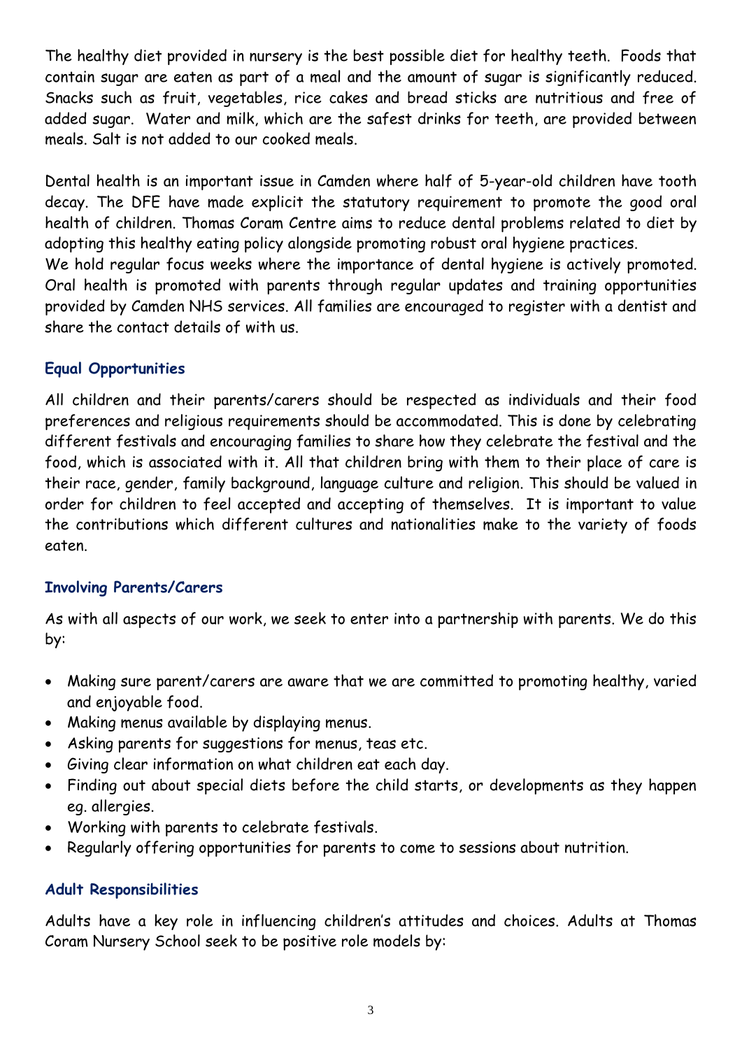The healthy diet provided in nursery is the best possible diet for healthy teeth. Foods that contain sugar are eaten as part of a meal and the amount of sugar is significantly reduced. Snacks such as fruit, vegetables, rice cakes and bread sticks are nutritious and free of added sugar. Water and milk, which are the safest drinks for teeth, are provided between meals. Salt is not added to our cooked meals.

Dental health is an important issue in Camden where half of 5-year-old children have tooth decay. The DFE have made explicit the statutory requirement to promote the good oral health of children. Thomas Coram Centre aims to reduce dental problems related to diet by adopting this healthy eating policy alongside promoting robust oral hygiene practices.
We hold regular focus weeks where the importance of dental hygiene is actively promoted. Oral health is promoted with parents through regular updates and training opportunities provided by Camden NHS services. All families are encouraged to register with a dentist and share the contact details of with us.

### Equal Opportunities

All children and their parents/carers should be respected as individuals and their food preferences and religious requirements should be accommodated. This is done by celebrating different festivals and encouraging families to share how they celebrate the festival and the food, which is associated with it. All that children bring with them to their place of care is their race, gender, family background, language culture and religion. This should be valued in order for children to feel accepted and accepting of themselves. It is important to value the contributions which different cultures and nationalities make to the variety of foods eaten.

### Involving Parents/Carers

As with all aspects of our work, we seek to enter into a partnership with parents. We do this by:

- Making sure parent/carers are aware that we are committed to promoting healthy, varied and enjoyable food.
- Making menus available by displaying menus.
- Asking parents for suggestions for menus, teas etc.
- Giving clear information on what children eat each day.
- Finding out about special diets before the child starts, or developments as they happen eg. allergies.
- Working with parents to celebrate festivals.
- Regularly offering opportunities for parents to come to sessions about nutrition.

### Adult Responsibilities

Adults have a key role in influencing children's attitudes and choices. Adults at Thomas Coram Nursery School seek to be positive role models by: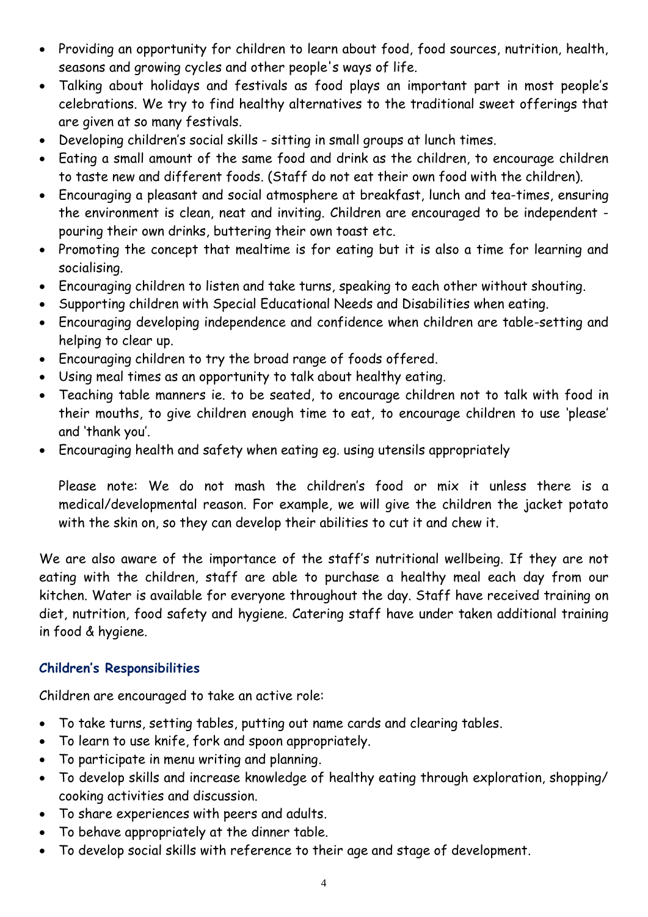- Providing an opportunity for children to learn about food, food sources, nutrition, health, seasons and growing cycles and other people's ways of life.
- Talking about holidays and festivals as food plays an important part in most people's celebrations. We try to find healthy alternatives to the traditional sweet offerings that are given at so many festivals.
- Developing children's social skills - sitting in small groups at lunch times.
- Eating a small amount of the same food and drink as the children, to encourage children to taste new and different foods. (Staff do not eat their own food with the children).
- Encouraging a pleasant and social atmosphere at breakfast, lunch and tea-times, ensuring the environment is clean, neat and inviting. Children are encouraged to be independent - pouring their own drinks, buttering their own toast etc.
- Promoting the concept that mealtime is for eating but it is also a time for learning and socialising.
- Encouraging children to listen and take turns, speaking to each other without shouting.
- Supporting children with Special Educational Needs and Disabilities when eating.
- Encouraging developing independence and confidence when children are table-setting and helping to clear up.
- Encouraging children to try the broad range of foods offered.
- Using meal times as an opportunity to talk about healthy eating.
- Teaching table manners ie. to be seated, to encourage children not to talk with food in their mouths, to give children enough time to eat, to encourage children to use 'please' and 'thank you'.
- Encouraging health and safety when eating eg. using utensils appropriately

  Please note: We do not mash the children's food or mix it unless there is a medical/developmental reason. For example, we will give the children the jacket potato with the skin on, so they can develop their abilities to cut it and chew it.

We are also aware of the importance of the staff's nutritional wellbeing. If they are not eating with the children, staff are able to purchase a healthy meal each day from our kitchen. Water is available for everyone throughout the day. Staff have received training on diet, nutrition, food safety and hygiene. Catering staff have under taken additional training in food & hygiene.

### Children's Responsibilities

Children are encouraged to take an active role:

- To take turns, setting tables, putting out name cards and clearing tables.
- To learn to use knife, fork and spoon appropriately.
- To participate in menu writing and planning.
- To develop skills and increase knowledge of healthy eating through exploration, shopping/ cooking activities and discussion.
- To share experiences with peers and adults.
- To behave appropriately at the dinner table.
- To develop social skills with reference to their age and stage of development.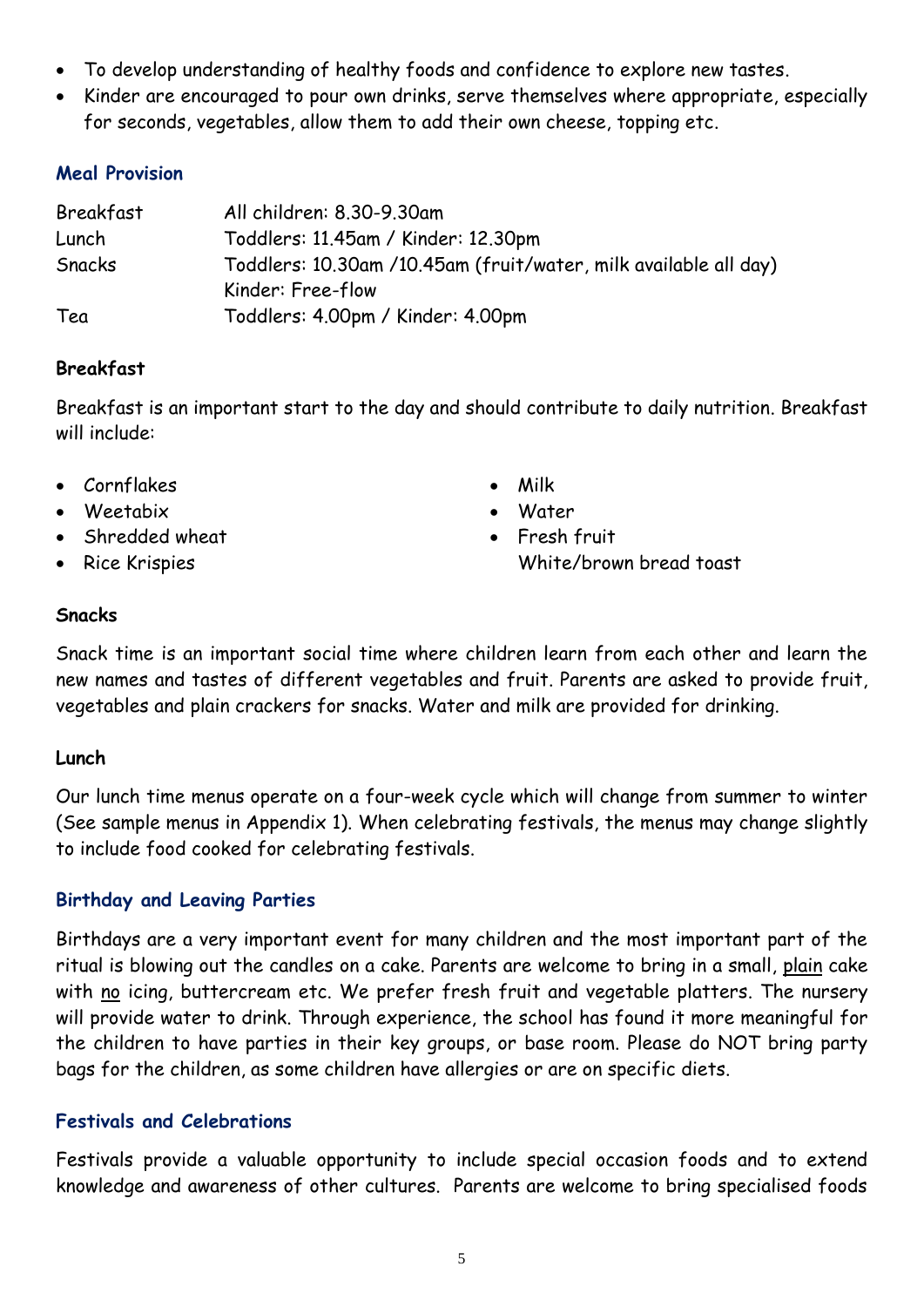- To develop understanding of healthy foods and confidence to explore new tastes.
- Kinder are encouraged to pour own drinks, serve themselves where appropriate, especially for seconds, vegetables, allow them to add their own cheese, topping etc.

## Meal Provision

| | |
|---|---|
| Breakfast | All children: 8.30-9.30am |
| Lunch | Toddlers: 11.45am / Kinder: 12.30pm |
| Snacks | Toddlers: 10.30am /10.45am (fruit/water, milk available all day)<br>Kinder: Free-flow |
| Tea | Toddlers: 4.00pm / Kinder: 4.00pm |

### Breakfast

Breakfast is an important start to the day and should contribute to daily nutrition. Breakfast will include:

- Cornflakes
- Weetabix
- Shredded wheat
- Rice Krispies
- Milk
- Water
- Fresh fruit
  White/brown bread toast

### Snacks

Snack time is an important social time where children learn from each other and learn the new names and tastes of different vegetables and fruit. Parents are asked to provide fruit, vegetables and plain crackers for snacks. Water and milk are provided for drinking.

### Lunch

Our lunch time menus operate on a four-week cycle which will change from summer to winter (See sample menus in Appendix 1). When celebrating festivals, the menus may change slightly to include food cooked for celebrating festivals.

## Birthday and Leaving Parties

Birthdays are a very important event for many children and the most important part of the ritual is blowing out the candles on a cake. Parents are welcome to bring in a small, plain cake with no icing, buttercream etc. We prefer fresh fruit and vegetable platters. The nursery will provide water to drink. Through experience, the school has found it more meaningful for the children to have parties in their key groups, or base room. Please do NOT bring party bags for the children, as some children have allergies or are on specific diets.

## Festivals and Celebrations

Festivals provide a valuable opportunity to include special occasion foods and to extend knowledge and awareness of other cultures. Parents are welcome to bring specialised foods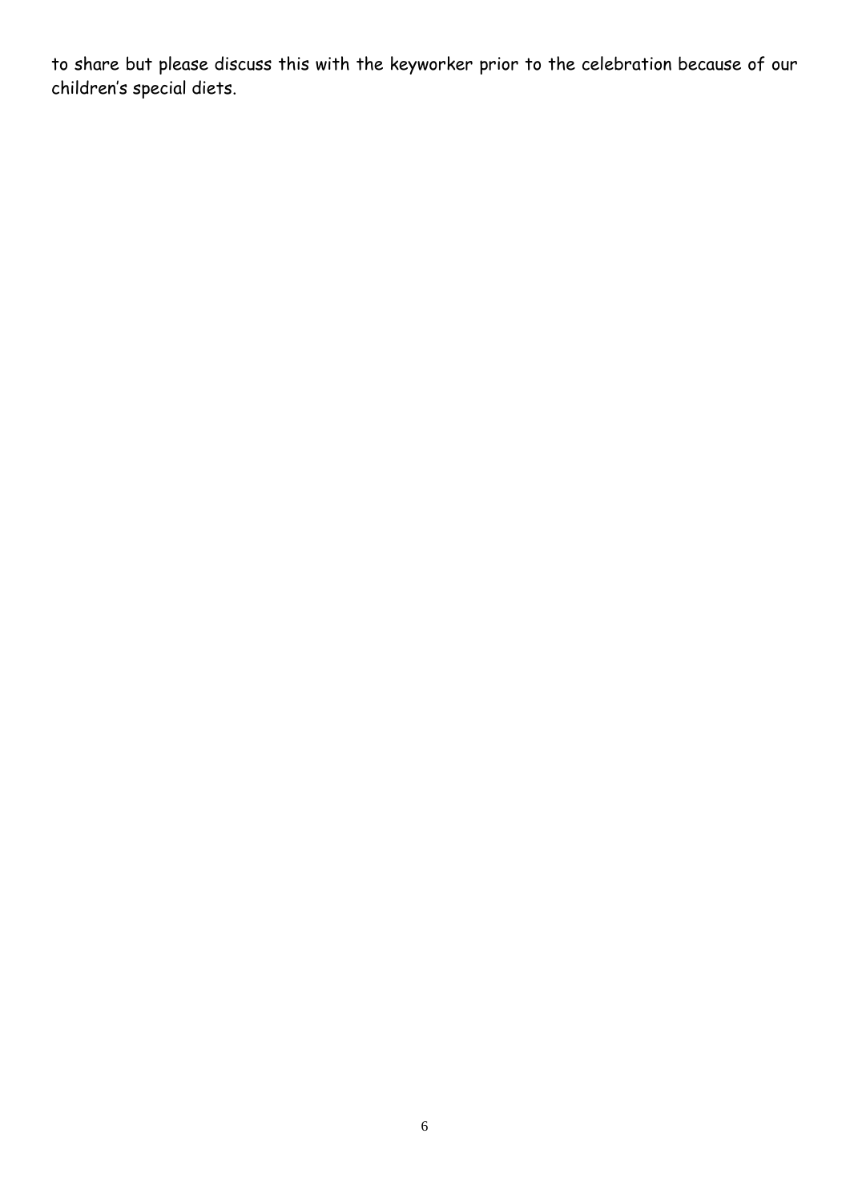to share but please discuss this with the keyworker prior to the celebration because of our children's special diets.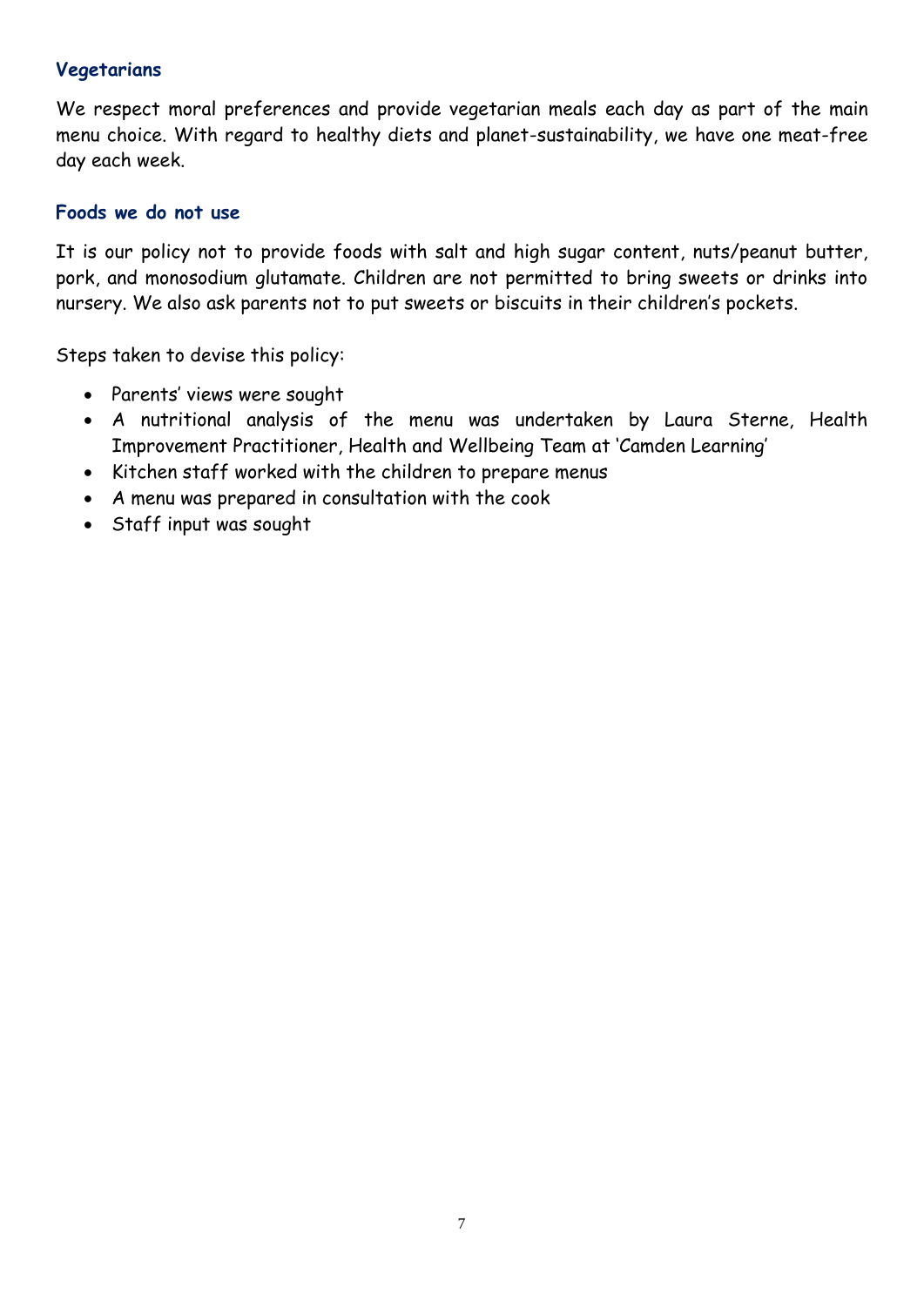### Vegetarians

We respect moral preferences and provide vegetarian meals each day as part of the main menu choice. With regard to healthy diets and planet-sustainability, we have one meat-free day each week.

### Foods we do not use

It is our policy not to provide foods with salt and high sugar content, nuts/peanut butter, pork, and monosodium glutamate. Children are not permitted to bring sweets or drinks into nursery. We also ask parents not to put sweets or biscuits in their children's pockets.

Steps taken to devise this policy:

- Parents' views were sought
- A nutritional analysis of the menu was undertaken by Laura Sterne, Health Improvement Practitioner, Health and Wellbeing Team at 'Camden Learning'
- Kitchen staff worked with the children to prepare menus
- A menu was prepared in consultation with the cook
- Staff input was sought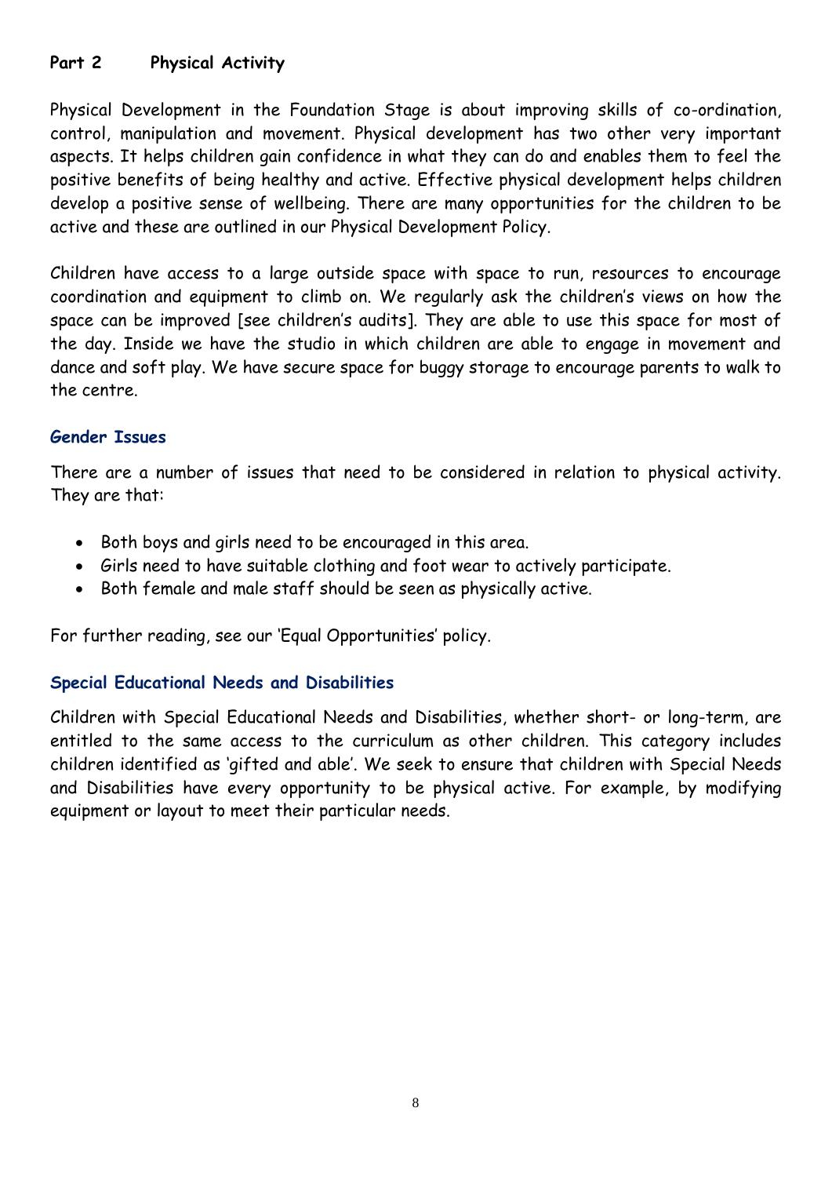## Part 2 Physical Activity

Physical Development in the Foundation Stage is about improving skills of co-ordination, control, manipulation and movement. Physical development has two other very important aspects. It helps children gain confidence in what they can do and enables them to feel the positive benefits of being healthy and active. Effective physical development helps children develop a positive sense of wellbeing. There are many opportunities for the children to be active and these are outlined in our Physical Development Policy.

Children have access to a large outside space with space to run, resources to encourage coordination and equipment to climb on. We regularly ask the children's views on how the space can be improved [see children's audits]. They are able to use this space for most of the day. Inside we have the studio in which children are able to engage in movement and dance and soft play. We have secure space for buggy storage to encourage parents to walk to the centre.

### Gender Issues

There are a number of issues that need to be considered in relation to physical activity. They are that:

- Both boys and girls need to be encouraged in this area.
- Girls need to have suitable clothing and foot wear to actively participate.
- Both female and male staff should be seen as physically active.

For further reading, see our 'Equal Opportunities' policy.

### Special Educational Needs and Disabilities

Children with Special Educational Needs and Disabilities, whether short- or long-term, are entitled to the same access to the curriculum as other children. This category includes children identified as 'gifted and able'. We seek to ensure that children with Special Needs and Disabilities have every opportunity to be physical active. For example, by modifying equipment or layout to meet their particular needs.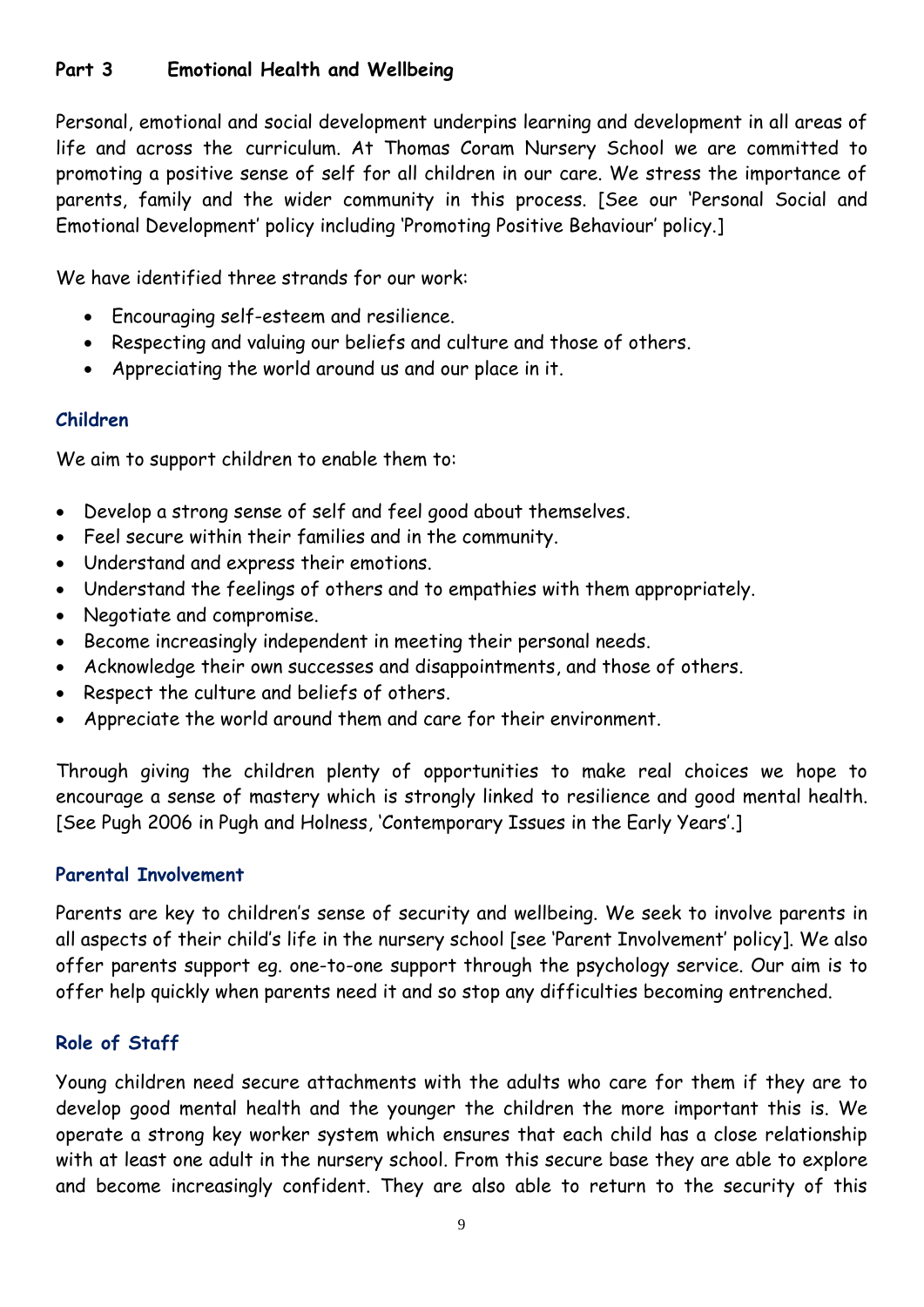## Part 3 Emotional Health and Wellbeing

Personal, emotional and social development underpins learning and development in all areas of life and across the curriculum. At Thomas Coram Nursery School we are committed to promoting a positive sense of self for all children in our care. We stress the importance of parents, family and the wider community in this process. [See our 'Personal Social and Emotional Development' policy including 'Promoting Positive Behaviour' policy.]

We have identified three strands for our work:

- Encouraging self-esteem and resilience.
- Respecting and valuing our beliefs and culture and those of others.
- Appreciating the world around us and our place in it.

### Children

We aim to support children to enable them to:

- Develop a strong sense of self and feel good about themselves.
- Feel secure within their families and in the community.
- Understand and express their emotions.
- Understand the feelings of others and to empathies with them appropriately.
- Negotiate and compromise.
- Become increasingly independent in meeting their personal needs.
- Acknowledge their own successes and disappointments, and those of others.
- Respect the culture and beliefs of others.
- Appreciate the world around them and care for their environment.

Through giving the children plenty of opportunities to make real choices we hope to encourage a sense of mastery which is strongly linked to resilience and good mental health. [See Pugh 2006 in Pugh and Holness, 'Contemporary Issues in the Early Years'.]

### Parental Involvement

Parents are key to children's sense of security and wellbeing. We seek to involve parents in all aspects of their child's life in the nursery school [see 'Parent Involvement' policy]. We also offer parents support eg. one-to-one support through the psychology service. Our aim is to offer help quickly when parents need it and so stop any difficulties becoming entrenched.

### Role of Staff

Young children need secure attachments with the adults who care for them if they are to develop good mental health and the younger the children the more important this is. We operate a strong key worker system which ensures that each child has a close relationship with at least one adult in the nursery school. From this secure base they are able to explore and become increasingly confident. They are also able to return to the security of this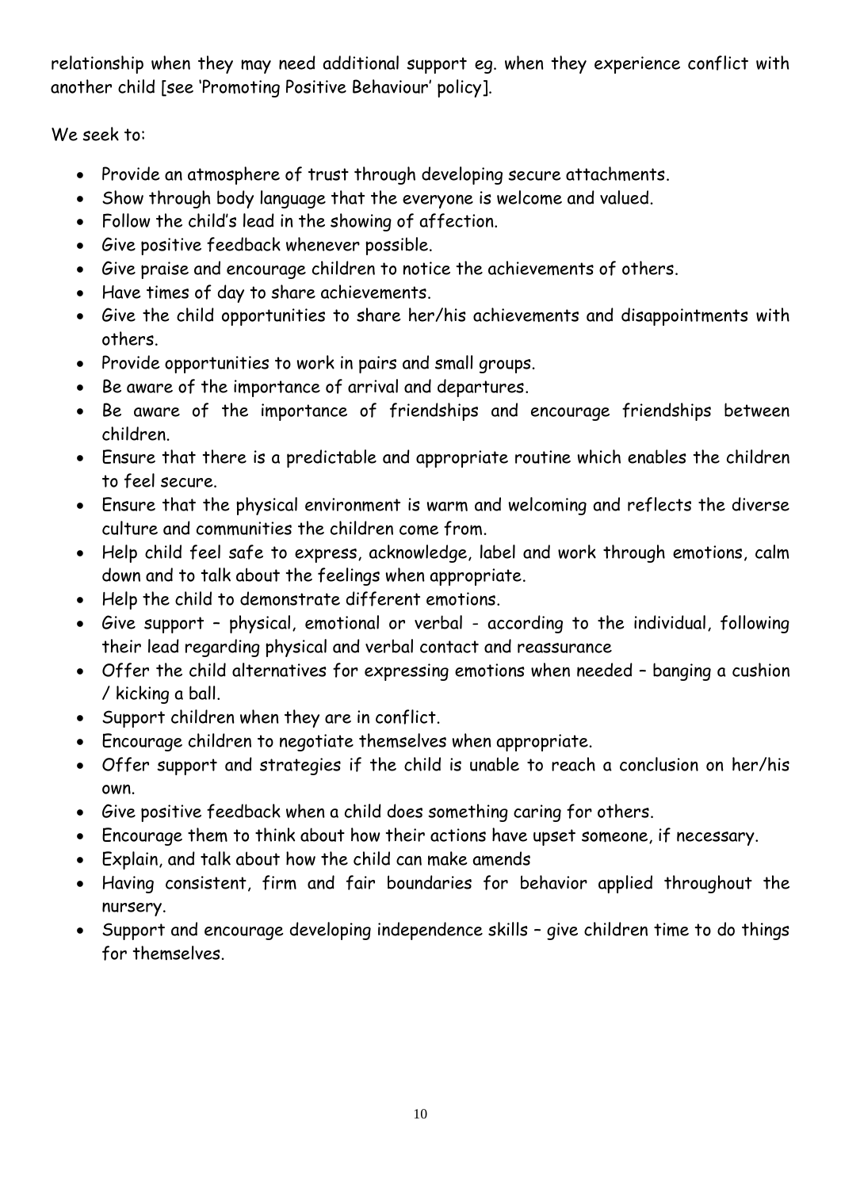relationship when they may need additional support eg. when they experience conflict with another child [see 'Promoting Positive Behaviour' policy].

We seek to:

- Provide an atmosphere of trust through developing secure attachments.
- Show through body language that the everyone is welcome and valued.
- Follow the child's lead in the showing of affection.
- Give positive feedback whenever possible.
- Give praise and encourage children to notice the achievements of others.
- Have times of day to share achievements.
- Give the child opportunities to share her/his achievements and disappointments with others.
- Provide opportunities to work in pairs and small groups.
- Be aware of the importance of arrival and departures.
- Be aware of the importance of friendships and encourage friendships between children.
- Ensure that there is a predictable and appropriate routine which enables the children to feel secure.
- Ensure that the physical environment is warm and welcoming and reflects the diverse culture and communities the children come from.
- Help child feel safe to express, acknowledge, label and work through emotions, calm down and to talk about the feelings when appropriate.
- Help the child to demonstrate different emotions.
- Give support – physical, emotional or verbal - according to the individual, following their lead regarding physical and verbal contact and reassurance
- Offer the child alternatives for expressing emotions when needed – banging a cushion / kicking a ball.
- Support children when they are in conflict.
- Encourage children to negotiate themselves when appropriate.
- Offer support and strategies if the child is unable to reach a conclusion on her/his own.
- Give positive feedback when a child does something caring for others.
- Encourage them to think about how their actions have upset someone, if necessary.
- Explain, and talk about how the child can make amends
- Having consistent, firm and fair boundaries for behavior applied throughout the nursery.
- Support and encourage developing independence skills – give children time to do things for themselves.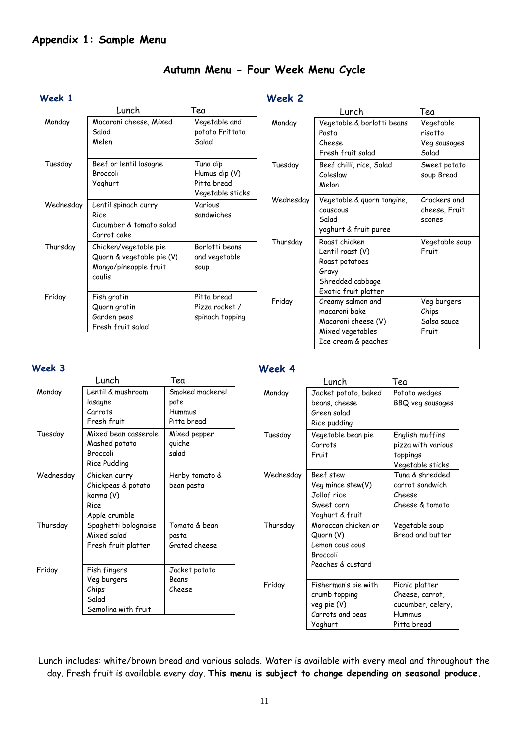# Appendix 1: Sample Menu

## Autumn Menu - Four Week Menu Cycle

### Week 1

| | Lunch | Tea |
|---|---|---|
| Monday | Macaroni cheese, Mixed Salad<br>Melen | Vegetable and potato Frittata<br>Salad |
| Tuesday | Beef or lentil lasagne<br>Broccoli<br>Yoghurt | Tuna dip<br>Humus dip (V)<br>Pitta bread<br>Vegetable sticks |
| Wednesday | Lentil spinach curry<br>Rice<br>Cucumber & tomato salad<br>Carrot cake | Various sandwiches |
| Thursday | Chicken/vegetable pie<br>Quorn & vegetable pie (V)<br>Mango/pineapple fruit coulis | Borlotti beans and vegetable soup |
| Friday | Fish gratin<br>Quorn gratin<br>Garden peas<br>Fresh fruit salad | Pitta bread<br>Pizza rocket / spinach topping |

### Week 2

| | Lunch | Tea |
|---|---|---|
| Monday | Vegetable & borlotti beans Pasta<br>Cheese<br>Fresh fruit salad | Vegetable risotto<br>Veg sausages<br>Salad |
| Tuesday | Beef chilli, rice, Salad<br>Coleslaw<br>Melon | Sweet potato soup Bread |
| Wednesday | Vegetable & quorn tangine, couscous<br>Salad<br>yoghurt & fruit puree | Crackers and cheese, Fruit scones |
| Thursday | Roast chicken<br>Lentil roast (V)<br>Roast potatoes<br>Gravy<br>Shredded cabbage<br>Exotic fruit platter | Vegetable soup<br>Fruit |
| Friday | Creamy salmon and macaroni bake<br>Macaroni cheese (V)<br>Mixed vegetables<br>Ice cream & peaches | Veg burgers<br>Chips<br>Salsa sauce<br>Fruit |

### Week 3

| | Lunch | Tea |
|---|---|---|
| Monday | Lentil & mushroom lasagne<br>Carrots<br>Fresh fruit | Smoked mackerel pate<br>Hummus<br>Pitta bread |
| Tuesday | Mixed bean casserole<br>Mashed potato<br>Broccoli<br>Rice Pudding | Mixed pepper quiche<br>salad |
| Wednesday | Chicken curry<br>Chickpeas & potato korma (V)<br>Rice<br>Apple crumble | Herby tomato & bean pasta |
| Thursday | Spaghetti bolognaise<br>Mixed salad<br>Fresh fruit platter | Tomato & bean pasta<br>Grated cheese |
| Friday | Fish fingers<br>Veg burgers<br>Chips<br>Salad<br>Semolina with fruit | Jacket potato<br>Beans<br>Cheese |

### Week 4

| | Lunch | Tea |
|---|---|---|
| Monday | Jacket potato, baked beans, cheese<br>Green salad<br>Rice pudding | Potato wedges<br>BBQ veg sausages |
| Tuesday | Vegetable bean pie<br>Carrots<br>Fruit | English muffins pizza with various toppings<br>Vegetable sticks |
| Wednesday | Beef stew<br>Veg mince stew(V)<br>Jollof rice<br>Sweet corn<br>Yoghurt & fruit | Tuna & shredded carrot sandwich<br>Cheese<br>Cheese & tomato |
| Thursday | Moroccan chicken or Quorn (V)<br>Lemon cous cous<br>Broccoli<br>Peaches & custard | Vegetable soup<br>Bread and butter |
| Friday | Fisherman's pie with crumb topping<br>veg pie (V)<br>Carrots and peas<br>Yoghurt | Picnic platter<br>Cheese, carrot, cucumber, celery,<br>Hummus<br>Pitta bread |

Lunch includes: white/brown bread and various salads. Water is available with every meal and throughout the day. Fresh fruit is available every day. **This menu is subject to change depending on seasonal produce.**